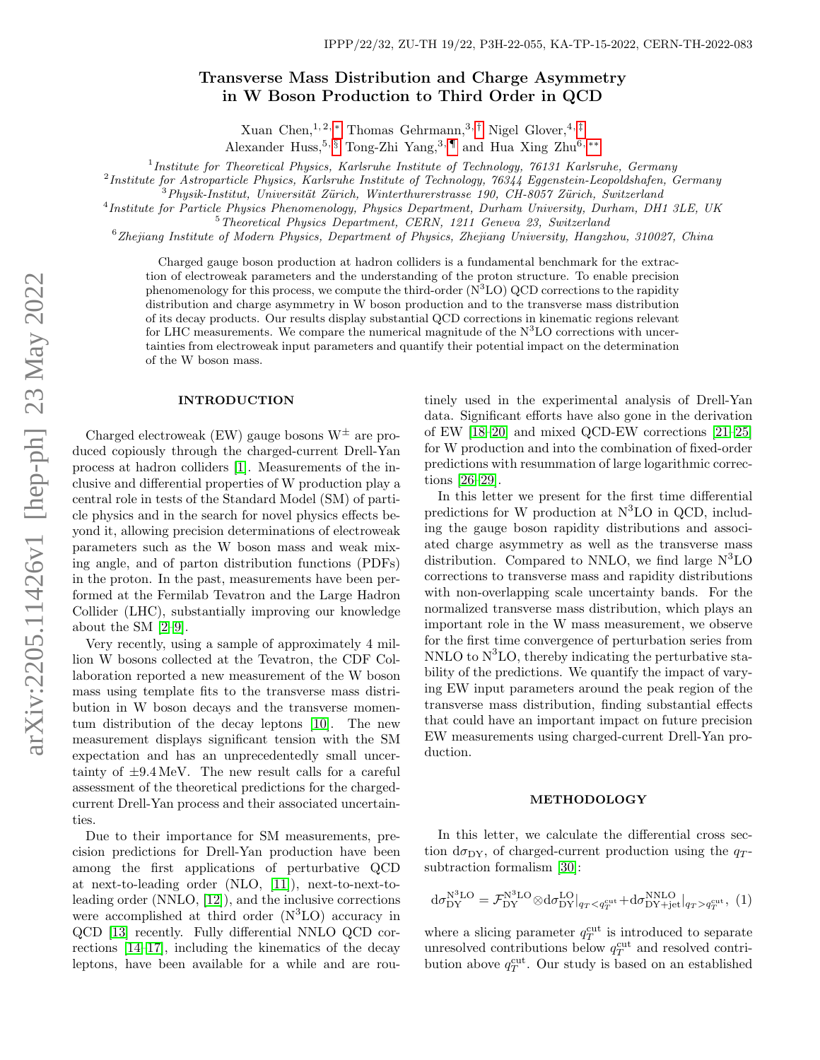IPPP/22/32, ZU-TH 19/22, P3H-22-055, KA-TP-15-2022, CERN-TH-2022-083

# Transverse Mass Distribution and Charge Asymmetry in W Boson Production to Third Order in QCD

Xuan Chen,[1,2,*] Thomas Gehrmann,[3,†] Nigel Glover,[4,‡] Alexander Huss,[5,§] Tong-Zhi Yang,[3,¶] and Hua Xing Zhu[6,**]

[1] *Institute for Theoretical Physics, Karlsruhe Institute of Technology, 76131 Karlsruhe, Germany*
[2] *Institute for Astroparticle Physics, Karlsruhe Institute of Technology, 76344 Eggenstein-Leopoldshafen, Germany*
[3] *Physik-Institut, Universität Zürich, Winterthurerstrasse 190, CH-8057 Zürich, Switzerland*
[4] *Institute for Particle Physics Phenomenology, Physics Department, Durham University, Durham, DH1 3LE, UK*
[5] *Theoretical Physics Department, CERN, 1211 Geneva 23, Switzerland*
[6] *Zhejiang Institute of Modern Physics, Department of Physics, Zhejiang University, Hangzhou, 310027, China*

Charged gauge boson production at hadron colliders is a fundamental benchmark for the extraction of electroweak parameters and the understanding of the proton structure. To enable precision phenomenology for this process, we compute the third-order ($\mathrm{N^3LO}$) QCD corrections to the rapidity distribution and charge asymmetry in W boson production and to the transverse mass distribution of its decay products. Our results display substantial QCD corrections in kinematic regions relevant for LHC measurements. We compare the numerical magnitude of the $\mathrm{N^3LO}$ corrections with uncertainties from electroweak input parameters and quantify their potential impact on the determination of the W boson mass.

## INTRODUCTION

Charged electroweak (EW) gauge bosons $W^{\pm}$ are produced copiously through the charged-current Drell-Yan process at hadron colliders [1]. Measurements of the inclusive and differential properties of W production play a central role in tests of the Standard Model (SM) of particle physics and in the search for novel physics effects beyond it, allowing precision determinations of electroweak parameters such as the W boson mass and weak mixing angle, and of parton distribution functions (PDFs) in the proton. In the past, measurements have been performed at the Fermilab Tevatron and the Large Hadron Collider (LHC), substantially improving our knowledge about the SM [2–9].

Very recently, using a sample of approximately 4 million W bosons collected at the Tevatron, the CDF Collaboration reported a new measurement of the W boson mass using template fits to the transverse mass distribution in W boson decays and the transverse momentum distribution of the decay leptons [10]. The new measurement displays significant tension with the SM expectation and has an unprecedentedly small uncertainty of $\pm 9.4\,\mathrm{MeV}$. The new result calls for a careful assessment of the theoretical predictions for the charged-current Drell-Yan process and their associated uncertainties.

Due to their importance for SM measurements, precision predictions for Drell-Yan production have been among the first applications of perturbative QCD at next-to-leading order (NLO, [11]), next-to-next-to-leading order (NNLO, [12]), and the inclusive corrections were accomplished at third order ($\mathrm{N^3LO}$) accuracy in QCD [13] recently. Fully differential NNLO QCD corrections [14–17], including the kinematics of the decay leptons, have been available for a while and are routinely used in the experimental analysis of Drell-Yan data. Significant efforts have also gone in the derivation of EW [18–20] and mixed QCD-EW corrections [21–25] for W production and into the combination of fixed-order predictions with resummation of large logarithmic corrections [26–29].

In this letter we present for the first time differential predictions for W production at $\mathrm{N^3LO}$ in QCD, including the gauge boson rapidity distributions and associated charge asymmetry as well as the transverse mass distribution. Compared to NNLO, we find large $\mathrm{N^3LO}$ corrections to transverse mass and rapidity distributions with non-overlapping scale uncertainty bands. For the normalized transverse mass distribution, which plays an important role in the W mass measurement, we observe for the first time convergence of perturbation series from NNLO to $\mathrm{N^3LO}$, thereby indicating the perturbative stability of the predictions. We quantify the impact of varying EW input parameters around the peak region of the transverse mass distribution, finding substantial effects that could have an important impact on future precision EW measurements using charged-current Drell-Yan production.

## METHODOLOGY

In this letter, we calculate the differential cross section $\mathrm{d}\sigma_{\mathrm{DY}}$, of charged-current production using the $q_T$-subtraction formalism [30]:

$$\mathrm{d}\sigma_{\mathrm{DY}}^{\mathrm{N^3LO}} = \mathcal{F}_{\mathrm{DY}}^{\mathrm{N^3LO}} \otimes \mathrm{d}\sigma_{\mathrm{DY}}^{\mathrm{LO}}\big|_{q_T<q_T^{\mathrm{cut}}} + \mathrm{d}\sigma_{\mathrm{DY+jet}}^{\mathrm{NNLO}}\big|_{q_T>q_T^{\mathrm{cut}}}, \quad (1)$$

where a slicing parameter $q_T^{\mathrm{cut}}$ is introduced to separate unresolved contributions below $q_T^{\mathrm{cut}}$ and resolved contribution above $q_T^{\mathrm{cut}}$. Our study is based on an established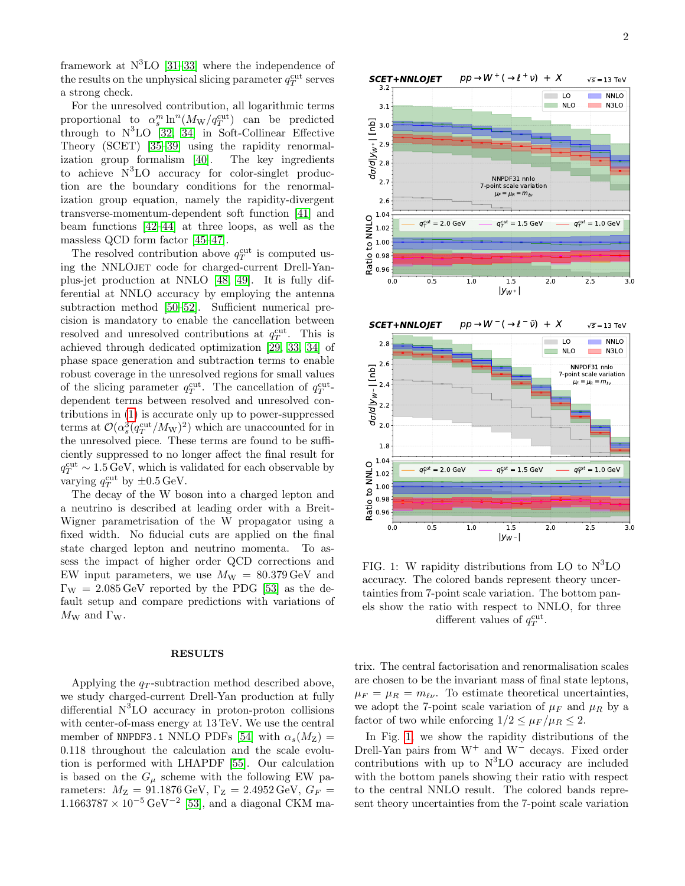framework at N$^3$LO [31–33] where the independence of the results on the unphysical slicing parameter $q_T^{\text{cut}}$ serves a strong check.

For the unresolved contribution, all logarithmic terms proportional to $\alpha_s^m \ln^n(M_W/q_T^{\text{cut}})$ can be predicted through to N$^3$LO [32, 34] in Soft-Collinear Effective Theory (SCET) [35–39] using the rapidity renormalization group formalism [40]. The key ingredients to achieve N$^3$LO accuracy for color-singlet production are the boundary conditions for the renormalization group equation, namely the rapidity-divergent transverse-momentum-dependent soft function [41] and beam functions [42–44] at three loops, as well as the massless QCD form factor [45–47].

The resolved contribution above $q_T^{\text{cut}}$ is computed using the NNLOJET code for charged-current Drell-Yan-plus-jet production at NNLO [48, 49]. It is fully differential at NNLO accuracy by employing the antenna subtraction method [50–52]. Sufficient numerical precision is mandatory to enable the cancellation between resolved and unresolved contributions at $q_T^{\text{cut}}$. This is achieved through dedicated optimization [29, 33, 34] of phase space generation and subtraction terms to enable robust coverage in the unresolved regions for small values of the slicing parameter $q_T^{\text{cut}}$. The cancellation of $q_T^{\text{cut}}$-dependent terms between resolved and unresolved contributions in (1) is accurate only up to power-suppressed terms at $\mathcal{O}(\alpha_s^3(q_T^{\text{cut}}/M_W)^2)$ which are unaccounted for in the unresolved piece. These terms are found to be sufficiently suppressed to no longer affect the final result for $q_T^{\text{cut}} \sim 1.5\,\text{GeV}$, which is validated for each observable by varying $q_T^{\text{cut}}$ by $\pm 0.5\,\text{GeV}$.

The decay of the W boson into a charged lepton and a neutrino is described at leading order with a Breit-Wigner parametrisation of the W propagator using a fixed width. No fiducial cuts are applied on the final state charged lepton and neutrino momenta. To assess the impact of higher order QCD corrections and EW input parameters, we use $M_W = 80.379\,\text{GeV}$ and $\Gamma_W = 2.085\,\text{GeV}$ reported by the PDG [53] as the default setup and compare predictions with variations of $M_W$ and $\Gamma_W$.

FIG. 1: W rapidity distributions from LO to N$^3$LO accuracy. The colored bands represent theory uncertainties from 7-point scale variation. The bottom panels show the ratio with respect to NNLO, for three different values of $q_T^{\text{cut}}$.

## RESULTS

Applying the $q_T$-subtraction method described above, we study charged-current Drell-Yan production at fully differential N$^3$LO accuracy in proton-proton collisions with center-of-mass energy at 13 TeV. We use the central member of `NNPDF3.1` NNLO PDFs [54] with $\alpha_s(M_Z) = 0.118$ throughout the calculation and the scale evolution is performed with LHAPDF [55]. Our calculation is based on the $G_\mu$ scheme with the following EW parameters: $M_Z = 91.1876\,\text{GeV}$, $\Gamma_Z = 2.4952\,\text{GeV}$, $G_F = 1.1663787 \times 10^{-5}\,\text{GeV}^{-2}$ [53], and a diagonal CKM matrix. The central factorisation and renormalisation scales are chosen to be the invariant mass of final state leptons, $\mu_F = \mu_R = m_{\ell\nu}$. To estimate theoretical uncertainties, we adopt the 7-point scale variation of $\mu_F$ and $\mu_R$ by a factor of two while enforcing $1/2 \leq \mu_F/\mu_R \leq 2$.

In Fig. 1, we show the rapidity distributions of the Drell-Yan pairs from W$^+$ and W$^-$ decays. Fixed order contributions with up to N$^3$LO accuracy are included with the bottom panels showing their ratio with respect to the central NNLO result. The colored bands represent theory uncertainties from the 7-point scale variation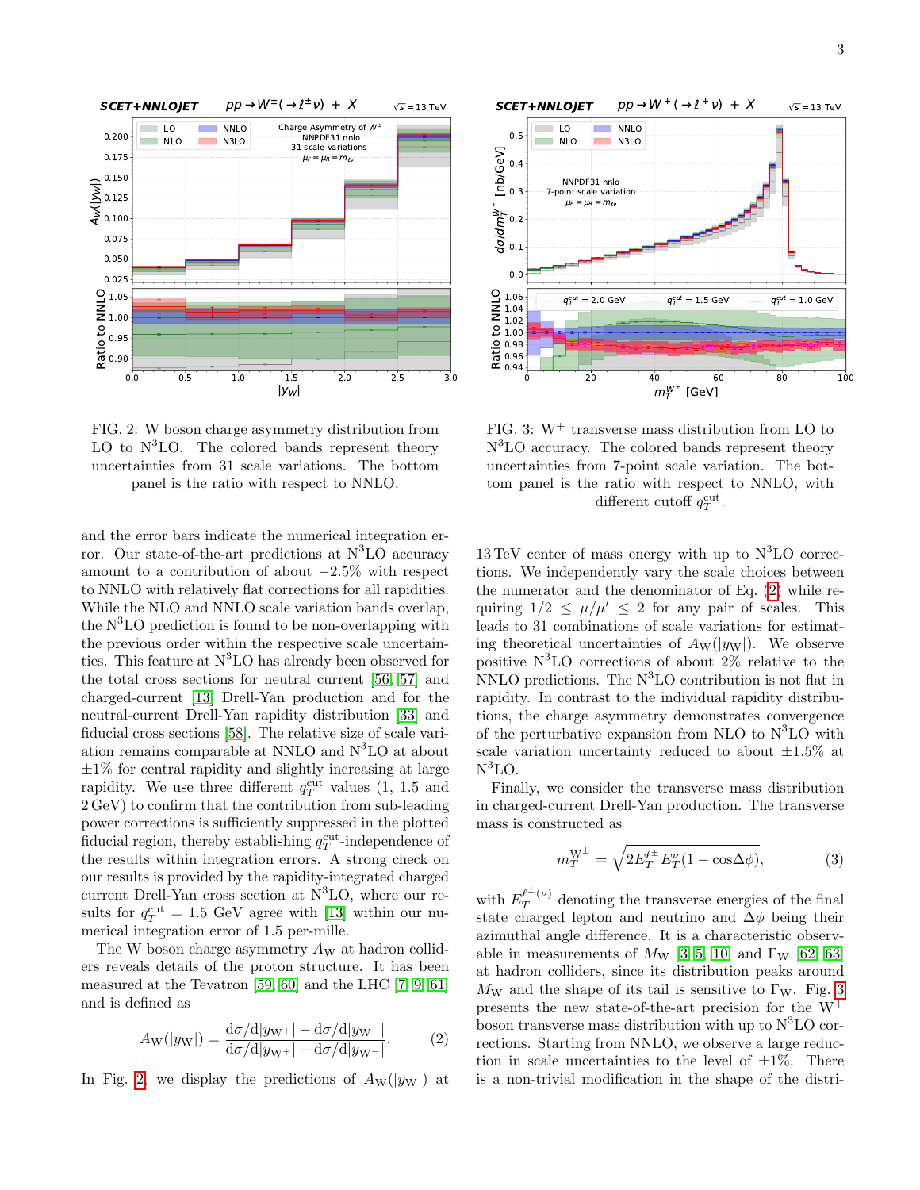FIG. 2: W boson charge asymmetry distribution from LO to N$^3$LO. The colored bands represent theory uncertainties from 31 scale variations. The bottom panel is the ratio with respect to NNLO.

FIG. 3: W$^+$ transverse mass distribution from LO to N$^3$LO accuracy. The colored bands represent theory uncertainties from 7-point scale variation. The bottom panel is the ratio with respect to NNLO, with different cutoff $q_T^{\text{cut}}$.

and the error bars indicate the numerical integration error. Our state-of-the-art predictions at N$^3$LO accuracy amount to a contribution of about $-2.5\%$ with respect to NNLO with relatively flat corrections for all rapidities. While the NLO and NNLO scale variation bands overlap, the N$^3$LO prediction is found to be non-overlapping with the previous order within the respective scale uncertainties. This feature at N$^3$LO has already been observed for the total cross sections for neutral current [56, 57] and charged-current [13] Drell-Yan production and for the neutral-current Drell-Yan rapidity distribution [33] and fiducial cross sections [58]. The relative size of scale variation remains comparable at NNLO and N$^3$LO at about $\pm 1\%$ for central rapidity and slightly increasing at large rapidity. We use three different $q_T^{\text{cut}}$ values (1, 1.5 and 2 GeV) to confirm that the contribution from sub-leading power corrections is sufficiently suppressed in the plotted fiducial region, thereby establishing $q_T^{\text{cut}}$-independence of the results within integration errors. A strong check on our results is provided by the rapidity-integrated charged current Drell-Yan cross section at N$^3$LO, where our results for $q_T^{\text{cut}} = 1.5$ GeV agree with [13] within our numerical integration error of 1.5 per-mille.

The W boson charge asymmetry $A_\text{W}$ at hadron colliders reveals details of the proton structure. It has been measured at the Tevatron [59, 60] and the LHC [7, 9, 61] and is defined as

$$A_\text{W}(|y_\text{W}|) = \frac{\text{d}\sigma/\text{d}|y_{\text{W}^+}| - \text{d}\sigma/\text{d}|y_{\text{W}^-}|}{\text{d}\sigma/\text{d}|y_{\text{W}^+}| + \text{d}\sigma/\text{d}|y_{\text{W}^-}|}. \quad (2)$$

In Fig. 2, we display the predictions of $A_\text{W}(|y_\text{W}|)$ at 13 TeV center of mass energy with up to N$^3$LO corrections. We independently vary the scale choices between the numerator and the denominator of Eq. (2) while requiring $1/2 \le \mu/\mu' \le 2$ for any pair of scales. This leads to 31 combinations of scale variations for estimating theoretical uncertainties of $A_\text{W}(|y_\text{W}|)$. We observe positive N$^3$LO corrections of about 2% relative to the NNLO predictions. The N$^3$LO contribution is not flat in rapidity. In contrast to the individual rapidity distributions, the charge asymmetry demonstrates convergence of the perturbative expansion from NLO to N$^3$LO with scale variation uncertainty reduced to about $\pm 1.5\%$ at N$^3$LO.

Finally, we consider the transverse mass distribution in charged-current Drell-Yan production. The transverse mass is constructed as

$$m_T^{\text{W}^\pm} = \sqrt{2E_T^{\ell^\pm} E_T^{\nu}(1 - \cos\Delta\phi)}, \quad (3)$$

with $E_T^{\ell^\pm(\nu)}$ denoting the transverse energies of the final state charged lepton and neutrino and $\Delta\phi$ being their azimuthal angle difference. It is a characteristic observable in measurements of $M_\text{W}$ [3–5, 10] and $\Gamma_\text{W}$ [62, 63] at hadron colliders, since its distribution peaks around $M_\text{W}$ and the shape of its tail is sensitive to $\Gamma_\text{W}$. Fig. 3 presents the new state-of-the-art precision for the W$^+$ boson transverse mass distribution with up to N$^3$LO corrections. Starting from NNLO, we observe a large reduction in scale uncertainties to the level of $\pm 1\%$. There is a non-trivial modification in the shape of the distri-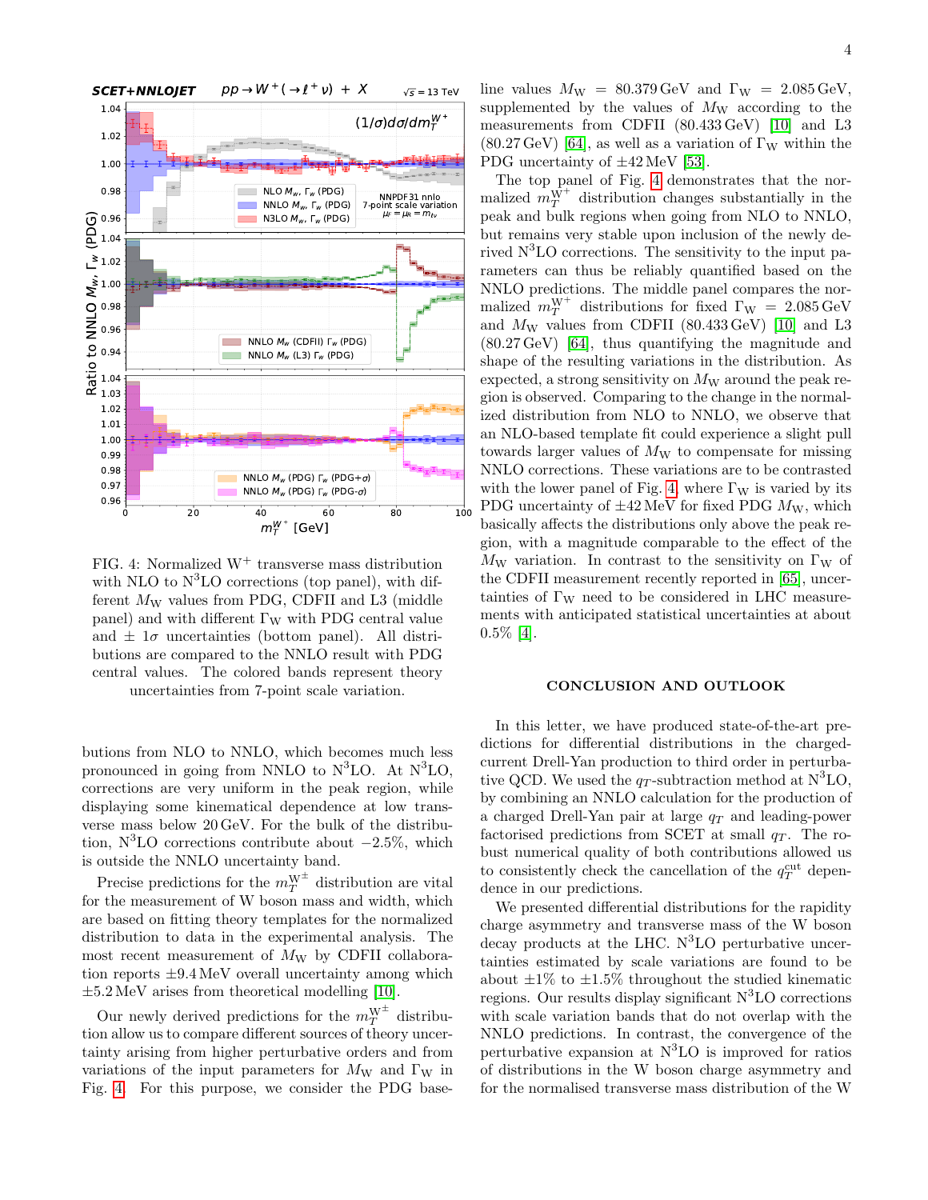FIG. 4: Normalized W$^+$ transverse mass distribution with NLO to N$^3$LO corrections (top panel), with different $M_{\rm W}$ values from PDG, CDFII and L3 (middle panel) and with different $\Gamma_{\rm W}$ with PDG central value and $\pm$ 1$\sigma$ uncertainties (bottom panel). All distributions are compared to the NNLO result with PDG central values. The colored bands represent theory uncertainties from 7-point scale variation.

butions from NLO to NNLO, which becomes much less pronounced in going from NNLO to N$^3$LO. At N$^3$LO, corrections are very uniform in the peak region, while displaying some kinematical dependence at low transverse mass below 20 GeV. For the bulk of the distribution, N$^3$LO corrections contribute about $-2.5\%$, which is outside the NNLO uncertainty band.

Precise predictions for the $m_T^{\rm W^\pm}$ distribution are vital for the measurement of W boson mass and width, which are based on fitting theory templates for the normalized distribution to data in the experimental analysis. The most recent measurement of $M_{\rm W}$ by CDFII collaboration reports $\pm 9.4$ MeV overall uncertainty among which $\pm 5.2$ MeV arises from theoretical modelling [10].

Our newly derived predictions for the $m_T^{\rm W^\pm}$ distribution allow us to compare different sources of theory uncertainty arising from higher perturbative orders and from variations of the input parameters for $M_{\rm W}$ and $\Gamma_{\rm W}$ in Fig. 4. For this purpose, we consider the PDG baseline values $M_{\rm W} = 80.379$ GeV and $\Gamma_{\rm W} = 2.085$ GeV, supplemented by the values of $M_{\rm W}$ according to the measurements from CDFII (80.433 GeV) [10] and L3 (80.27 GeV) [64], as well as a variation of $\Gamma_{\rm W}$ within the PDG uncertainty of $\pm 42$ MeV [53].

The top panel of Fig. 4 demonstrates that the normalized $m_T^{\rm W^+}$ distribution changes substantially in the peak and bulk regions when going from NLO to NNLO, but remains very stable upon inclusion of the newly derived N$^3$LO corrections. The sensitivity to the input parameters can thus be reliably quantified based on the NNLO predictions. The middle panel compares the normalized $m_T^{\rm W^+}$ distributions for fixed $\Gamma_{\rm W} = 2.085$ GeV and $M_{\rm W}$ values from CDFII (80.433 GeV) [10] and L3 (80.27 GeV) [64], thus quantifying the magnitude and shape of the resulting variations in the distribution. As expected, a strong sensitivity on $M_{\rm W}$ around the peak region is observed. Comparing to the change in the normalized distribution from NLO to NNLO, we observe that an NLO-based template fit could experience a slight pull towards larger values of $M_{\rm W}$ to compensate for missing NNLO corrections. These variations are to be contrasted with the lower panel of Fig. 4 where $\Gamma_{\rm W}$ is varied by its PDG uncertainty of $\pm 42$ MeV for fixed PDG $M_{\rm W}$, which basically affects the distributions only above the peak region, with a magnitude comparable to the effect of the $M_{\rm W}$ variation. In contrast to the sensitivity on $\Gamma_{\rm W}$ of the CDFII measurement recently reported in [65], uncertainties of $\Gamma_{\rm W}$ need to be considered in LHC measurements with anticipated statistical uncertainties at about 0.5% [4].

## CONCLUSION AND OUTLOOK

In this letter, we have produced state-of-the-art predictions for differential distributions in the charged-current Drell-Yan production to third order in perturbative QCD. We used the $q_T$-subtraction method at N$^3$LO, by combining an NNLO calculation for the production of a charged Drell-Yan pair at large $q_T$ and leading-power factorised predictions from SCET at small $q_T$. The robust numerical quality of both contributions allowed us to consistently check the cancellation of the $q_T^{\rm cut}$ dependence in our predictions.

We presented differential distributions for the rapidity charge asymmetry and transverse mass of the W boson decay products at the LHC. N$^3$LO perturbative uncertainties estimated by scale variations are found to be about $\pm 1\%$ to $\pm 1.5\%$ throughout the studied kinematic regions. Our results display significant N$^3$LO corrections with scale variation bands that do not overlap with the NNLO predictions. In contrast, the convergence of the perturbative expansion at N$^3$LO is improved for ratios of distributions in the W boson charge asymmetry and for the normalised transverse mass distribution of the W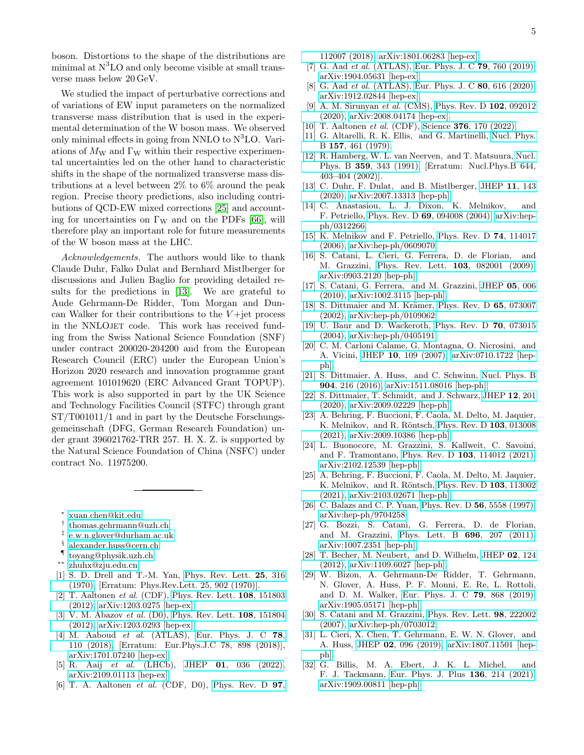boson. Distortions to the shape of the distributions are minimal at N$^3$LO and only become visible at small transverse mass below 20 GeV.

We studied the impact of perturbative corrections and of variations of EW input parameters on the normalized transverse mass distribution that is used in the experimental determination of the W boson mass. We observed only minimal effects in going from NNLO to N$^3$LO. Variations of $M_W$ and $\Gamma_W$ within their respective experimental uncertainties led on the other hand to characteristic shifts in the shape of the normalized transverse mass distributions at a level between 2% to 6% around the peak region. Precise theory predictions, also including contributions of QCD-EW mixed corrections [25] and accounting for uncertainties on $\Gamma_W$ and on the PDFs [66], will therefore play an important role for future measurements of the W boson mass at the LHC.

*Acknowledgements.* The authors would like to thank Claude Duhr, Falko Dulat and Bernhard Mistlberger for discussions and Julien Baglio for providing detailed results for the predictions in [13]. We are grateful to Aude Gehrmann-De Ridder, Tom Morgan and Duncan Walker for their contributions to the $V$+jet process in the NNLOJET code. This work has received funding from the Swiss National Science Foundation (SNF) under contract 200020-204200 and from the European Research Council (ERC) under the European Union's Horizon 2020 research and innovation programme grant agreement 101019620 (ERC Advanced Grant TOPUP). This work is also supported in part by the UK Science and Technology Facilities Council (STFC) through grant ST/T001011/1 and in part by the Deutsche Forschungsgemeinschaft (DFG, German Research Foundation) under grant 396021762-TRR 257. H. X. Z. is supported by the Natural Science Foundation of China (NSFC) under contract No. 11975200.

---

* xuan.chen@kit.edu
† thomas.gehrmann@uzh.ch
‡ e.w.n.glover@durham.ac.uk
§ alexander.huss@cern.ch
¶ toyang@physik.uzh.ch
** zhuhx@zju.edu.cn

[1] S. D. Drell and T.-M. Yan, Phys. Rev. Lett. **25**, 316 (1970), [Erratum: Phys.Rev.Lett. 25, 902 (1970)].
[2] T. Aaltonen *et al.* (CDF), Phys. Rev. Lett. **108**, 151803 (2012), arXiv:1203.0275 [hep-ex].
[3] V. M. Abazov *et al.* (D0), Phys. Rev. Lett. **108**, 151804 (2012), arXiv:1203.0293 [hep-ex].
[4] M. Aaboud *et al.* (ATLAS), Eur. Phys. J. C **78**, 110 (2018), [Erratum: Eur.Phys.J.C 78, 898 (2018)], arXiv:1701.07240 [hep-ex].
[5] R. Aaij *et al.* (LHCb), JHEP **01**, 036 (2022), arXiv:2109.01113 [hep-ex].
[6] T. A. Aaltonen *et al.* (CDF, D0), Phys. Rev. D **97**, 112007 (2018), arXiv:1801.06283 [hep-ex].
[7] G. Aad *et al.* (ATLAS), Eur. Phys. J. C **79**, 760 (2019), arXiv:1904.05631 [hep-ex].
[8] G. Aad *et al.* (ATLAS), Eur. Phys. J. C **80**, 616 (2020), arXiv:1912.02844 [hep-ex].
[9] A. M. Sirunyan *et al.* (CMS), Phys. Rev. D **102**, 092012 (2020), arXiv:2008.04174 [hep-ex].
[10] T. Aaltonen *et al.* (CDF), Science **376**, 170 (2022).
[11] G. Altarelli, R. K. Ellis, and G. Martinelli, Nucl. Phys. B **157**, 461 (1979).
[12] R. Hamberg, W. L. van Neerven, and T. Matsuura, Nucl. Phys. B **359**, 343 (1991), [Erratum: Nucl.Phys.B 644, 403–404 (2002)].
[13] C. Duhr, F. Dulat, and B. Mistlberger, JHEP **11**, 143 (2020), arXiv:2007.13313 [hep-ph].
[14] C. Anastasiou, L. J. Dixon, K. Melnikov, and F. Petriello, Phys. Rev. D **69**, 094008 (2004), arXiv:hep-ph/0312266.
[15] K. Melnikov and F. Petriello, Phys. Rev. D **74**, 114017 (2006), arXiv:hep-ph/0609070.
[16] S. Catani, L. Cieri, G. Ferrera, D. de Florian, and M. Grazzini, Phys. Rev. Lett. **103**, 082001 (2009), arXiv:0903.2120 [hep-ph].
[17] S. Catani, G. Ferrera, and M. Grazzini, JHEP **05**, 006 (2010), arXiv:1002.3115 [hep-ph].
[18] S. Dittmaier and M. Krämer, Phys. Rev. D **65**, 073007 (2002), arXiv:hep-ph/0109062.
[19] U. Baur and D. Wackeroth, Phys. Rev. D **70**, 073015 (2004), arXiv:hep-ph/0405191.
[20] C. M. Carloni Calame, G. Montagna, O. Nicrosini, and A. Vicini, JHEP **10**, 109 (2007), arXiv:0710.1722 [hep-ph].
[21] S. Dittmaier, A. Huss, and C. Schwinn, Nucl. Phys. B **904**, 216 (2016), arXiv:1511.08016 [hep-ph].
[22] S. Dittmaier, T. Schmidt, and J. Schwarz, JHEP **12**, 201 (2020), arXiv:2009.02229 [hep-ph].
[23] A. Behring, F. Buccioni, F. Caola, M. Delto, M. Jaquier, K. Melnikov, and R. Röntsch, Phys. Rev. D **103**, 013008 (2021), arXiv:2009.10386 [hep-ph].
[24] L. Buonocore, M. Grazzini, S. Kallweit, C. Savoini, and F. Tramontano, Phys. Rev. D **103**, 114012 (2021), arXiv:2102.12539 [hep-ph].
[25] A. Behring, F. Buccioni, F. Caola, M. Delto, M. Jaquier, K. Melnikov, and R. Röntsch, Phys. Rev. D **103**, 113002 (2021), arXiv:2103.02671 [hep-ph].
[26] C. Balazs and C. P. Yuan, Phys. Rev. D **56**, 5558 (1997), arXiv:hep-ph/9704258.
[27] G. Bozzi, S. Catani, G. Ferrera, D. de Florian, and M. Grazzini, Phys. Lett. B **696**, 207 (2011), arXiv:1007.2351 [hep-ph].
[28] T. Becher, M. Neubert, and D. Wilhelm, JHEP **02**, 124 (2012), arXiv:1109.6027 [hep-ph].
[29] W. Bizon, A. Gehrmann-De Ridder, T. Gehrmann, N. Glover, A. Huss, P. F. Monni, E. Re, L. Rottoli, and D. M. Walker, Eur. Phys. J. C **79**, 868 (2019), arXiv:1905.05171 [hep-ph].
[30] S. Catani and M. Grazzini, Phys. Rev. Lett. **98**, 222002 (2007), arXiv:hep-ph/0703012.
[31] L. Cieri, X. Chen, T. Gehrmann, E. W. N. Glover, and A. Huss, JHEP **02**, 096 (2019), arXiv:1807.11501 [hep-ph].
[32] G. Billis, M. A. Ebert, J. K. L. Michel, and F. J. Tackmann, Eur. Phys. J. Plus **136**, 214 (2021), arXiv:1909.00811 [hep-ph].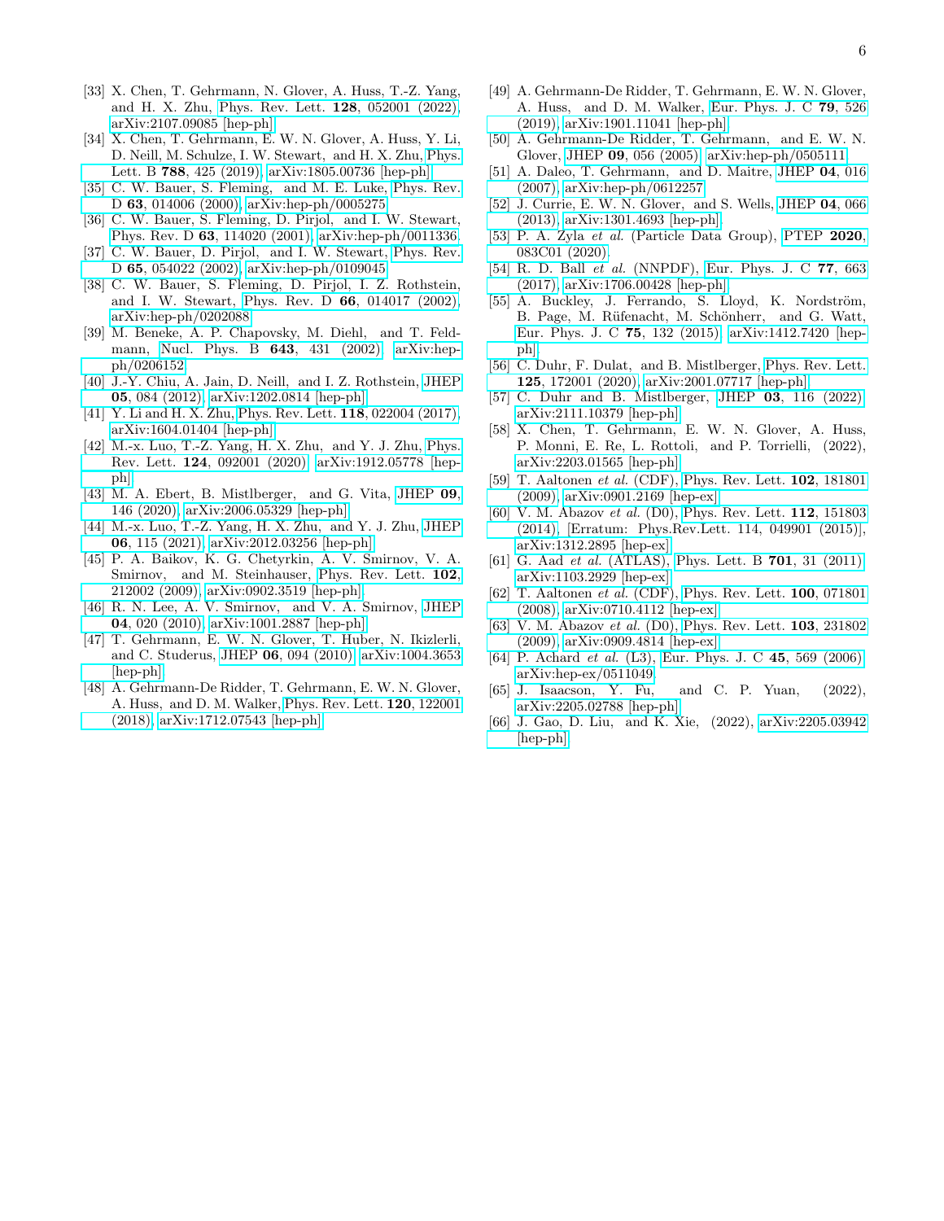[33] X. Chen, T. Gehrmann, N. Glover, A. Huss, T.-Z. Yang, and H. X. Zhu, Phys. Rev. Lett. **128**, 052001 (2022), arXiv:2107.09085 [hep-ph].

[34] X. Chen, T. Gehrmann, E. W. N. Glover, A. Huss, Y. Li, D. Neill, M. Schulze, I. W. Stewart, and H. X. Zhu, Phys. Lett. B **788**, 425 (2019), arXiv:1805.00736 [hep-ph].

[35] C. W. Bauer, S. Fleming, and M. E. Luke, Phys. Rev. D **63**, 014006 (2000), arXiv:hep-ph/0005275.

[36] C. W. Bauer, S. Fleming, D. Pirjol, and I. W. Stewart, Phys. Rev. D **63**, 114020 (2001), arXiv:hep-ph/0011336.

[37] C. W. Bauer, D. Pirjol, and I. W. Stewart, Phys. Rev. D **65**, 054022 (2002), arXiv:hep-ph/0109045.

[38] C. W. Bauer, S. Fleming, D. Pirjol, I. Z. Rothstein, and I. W. Stewart, Phys. Rev. D **66**, 014017 (2002), arXiv:hep-ph/0202088.

[39] M. Beneke, A. P. Chapovsky, M. Diehl, and T. Feldmann, Nucl. Phys. B **643**, 431 (2002), arXiv:hep-ph/0206152.

[40] J.-Y. Chiu, A. Jain, D. Neill, and I. Z. Rothstein, JHEP **05**, 084 (2012), arXiv:1202.0814 [hep-ph].

[41] Y. Li and H. X. Zhu, Phys. Rev. Lett. **118**, 022004 (2017), arXiv:1604.01404 [hep-ph].

[42] M.-x. Luo, T.-Z. Yang, H. X. Zhu, and Y. J. Zhu, Phys. Rev. Lett. **124**, 092001 (2020), arXiv:1912.05778 [hep-ph].

[43] M. A. Ebert, B. Mistlberger, and G. Vita, JHEP **09**, 146 (2020), arXiv:2006.05329 [hep-ph].

[44] M.-x. Luo, T.-Z. Yang, H. X. Zhu, and Y. J. Zhu, JHEP **06**, 115 (2021), arXiv:2012.03256 [hep-ph].

[45] P. A. Baikov, K. G. Chetyrkin, A. V. Smirnov, V. A. Smirnov, and M. Steinhauser, Phys. Rev. Lett. **102**, 212002 (2009), arXiv:0902.3519 [hep-ph].

[46] R. N. Lee, A. V. Smirnov, and V. A. Smirnov, JHEP **04**, 020 (2010), arXiv:1001.2887 [hep-ph].

[47] T. Gehrmann, E. W. N. Glover, T. Huber, N. Ikizlerli, and C. Studerus, JHEP **06**, 094 (2010), arXiv:1004.3653 [hep-ph].

[48] A. Gehrmann-De Ridder, T. Gehrmann, E. W. N. Glover, A. Huss, and D. M. Walker, Phys. Rev. Lett. **120**, 122001 (2018), arXiv:1712.07543 [hep-ph].

[49] A. Gehrmann-De Ridder, T. Gehrmann, E. W. N. Glover, A. Huss, and D. M. Walker, Eur. Phys. J. C **79**, 526 (2019), arXiv:1901.11041 [hep-ph].

[50] A. Gehrmann-De Ridder, T. Gehrmann, and E. W. N. Glover, JHEP **09**, 056 (2005), arXiv:hep-ph/0505111.

[51] A. Daleo, T. Gehrmann, and D. Maitre, JHEP **04**, 016 (2007), arXiv:hep-ph/0612257.

[52] J. Currie, E. W. N. Glover, and S. Wells, JHEP **04**, 066 (2013), arXiv:1301.4693 [hep-ph].

[53] P. A. Zyla *et al.* (Particle Data Group), PTEP **2020**, 083C01 (2020).

[54] R. D. Ball *et al.* (NNPDF), Eur. Phys. J. C **77**, 663 (2017), arXiv:1706.00428 [hep-ph].

[55] A. Buckley, J. Ferrando, S. Lloyd, K. Nordström, B. Page, M. Rüfenacht, M. Schönherr, and G. Watt, Eur. Phys. J. C **75**, 132 (2015), arXiv:1412.7420 [hep-ph].

[56] C. Duhr, F. Dulat, and B. Mistlberger, Phys. Rev. Lett. **125**, 172001 (2020), arXiv:2001.07717 [hep-ph].

[57] C. Duhr and B. Mistlberger, JHEP **03**, 116 (2022), arXiv:2111.10379 [hep-ph].

[58] X. Chen, T. Gehrmann, E. W. N. Glover, A. Huss, P. Monni, E. Re, L. Rottoli, and P. Torrielli, (2022), arXiv:2203.01565 [hep-ph].

[59] T. Aaltonen *et al.* (CDF), Phys. Rev. Lett. **102**, 181801 (2009), arXiv:0901.2169 [hep-ex].

[60] V. M. Abazov *et al.* (D0), Phys. Rev. Lett. **112**, 151803 (2014), [Erratum: Phys.Rev.Lett. 114, 049901 (2015)], arXiv:1312.2895 [hep-ex].

[61] G. Aad *et al.* (ATLAS), Phys. Lett. B **701**, 31 (2011), arXiv:1103.2929 [hep-ex].

[62] T. Aaltonen *et al.* (CDF), Phys. Rev. Lett. **100**, 071801 (2008), arXiv:0710.4112 [hep-ex].

[63] V. M. Abazov *et al.* (D0), Phys. Rev. Lett. **103**, 231802 (2009), arXiv:0909.4814 [hep-ex].

[64] P. Achard *et al.* (L3), Eur. Phys. J. C **45**, 569 (2006), arXiv:hep-ex/0511049.

[65] J. Isaacson, Y. Fu, and C. P. Yuan, (2022), arXiv:2205.02788 [hep-ph].

[66] J. Gao, D. Liu, and K. Xie, (2022), arXiv:2205.03942 [hep-ph].